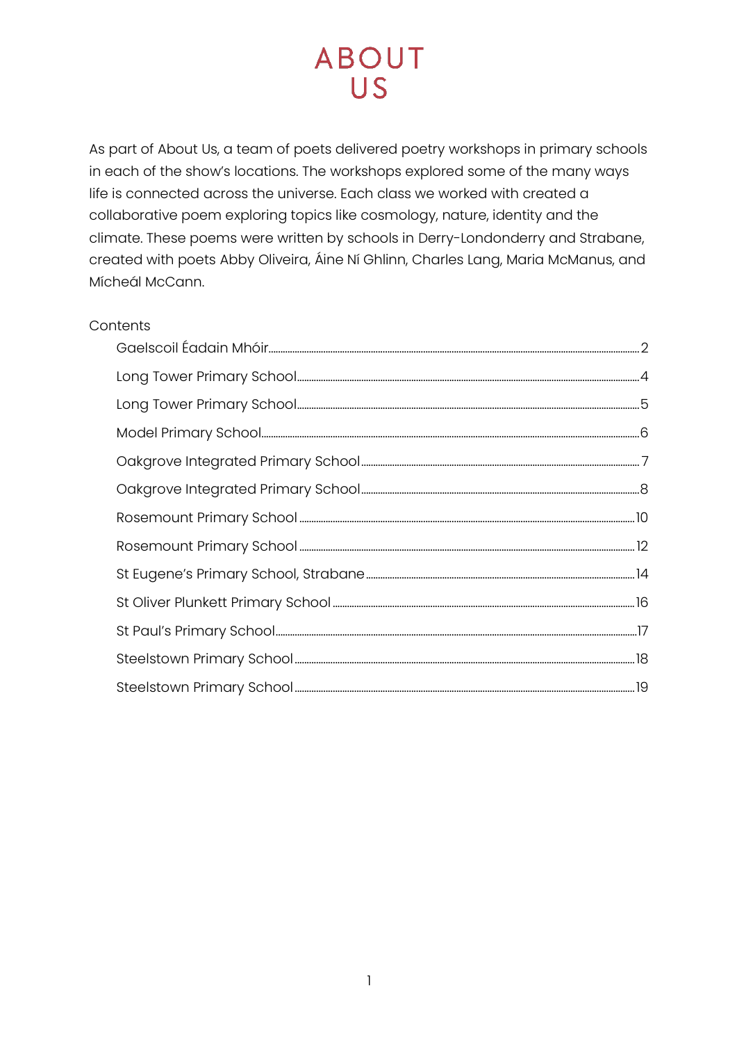# ABOUT US

As part of About Us, a team of poets delivered poetry workshops in primary schools in each of the show's locations. The workshops explored some of the many ways life is connected across the universe. Each class we worked with created a collaborative poem exploring topics like cosmology, nature, identity and the climate. These poems were written by schools in Derry-Londonderry and Strabane, created with poets Abby Oliveira, Áine Ní Ghlinn, Charles Lang, Maria McManus, and Mícheál McCann.

Contents

- Gaelscoil Éadain Mhóir ........ 2
- Long Tower Primary School ........ 4
- Long Tower Primary School ........ 5
- Model Primary School ........ 6
- Oakgrove Integrated Primary School ........ 7
- Oakgrove Integrated Primary School ........ 8
- Rosemount Primary School ........ 10
- Rosemount Primary School ........ 12
- St Eugene's Primary School, Strabane ........ 14
- St Oliver Plunkett Primary School ........ 16
- St Paul's Primary School ........ 17
- Steelstown Primary School ........ 18
- Steelstown Primary School ........ 19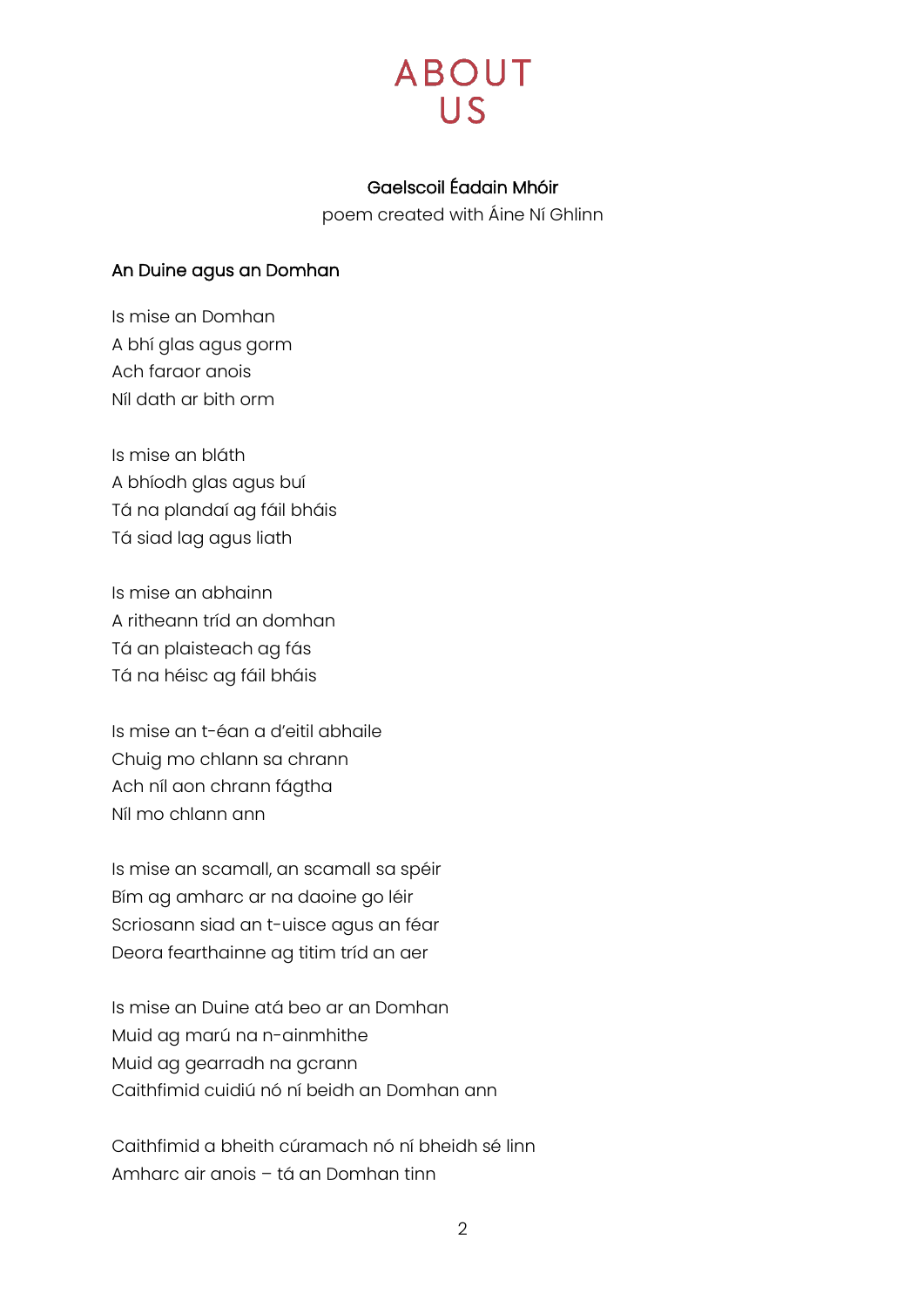# ABOUT US

**Gaelscoil Éadain Mhóir**

poem created with Áine Ní Ghlinn

## An Duine agus an Domhan

Is mise an Domhan  
A bhí glas agus gorm  
Ach faraor anois  
Níl dath ar bith orm

Is mise an bláth  
A bhíodh glas agus buí  
Tá na plandaí ag fáil bháis  
Tá siad lag agus liath

Is mise an abhainn  
A ritheann tríd an domhan  
Tá an plaisteach ag fás  
Tá na héisc ag fáil bháis

Is mise an t-éan a d'eitil abhaile  
Chuig mo chlann sa chrann  
Ach níl aon chrann fágtha  
Níl mo chlann ann

Is mise an scamall, an scamall sa spéir  
Bím ag amharc ar na daoine go léir  
Scriosann siad an t-uisce agus an féar  
Deora fearthainne ag titim tríd an aer

Is mise an Duine atá beo ar an Domhan  
Muid ag marú na n-ainmhithe  
Muid ag gearradh na gcrann  
Caithfimid cuidiú nó ní beidh an Domhan ann

Caithfimid a bheith cúramach nó ní bheidh sé linn  
Amharc air anois – tá an Domhan tinn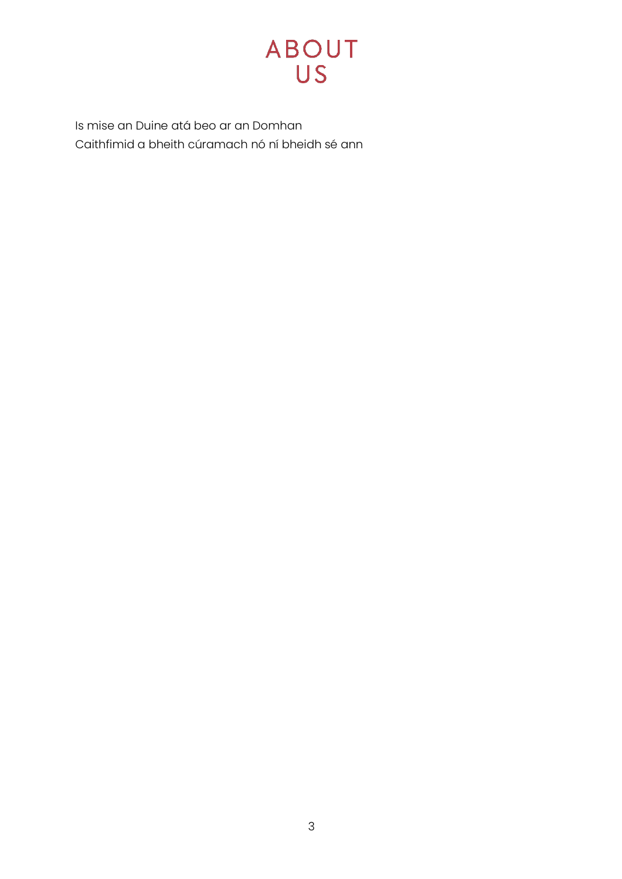# ABOUT US

Is mise an Duine atá beo ar an Domhan
Caithfimid a bheith cúramach nó ní bheidh sé ann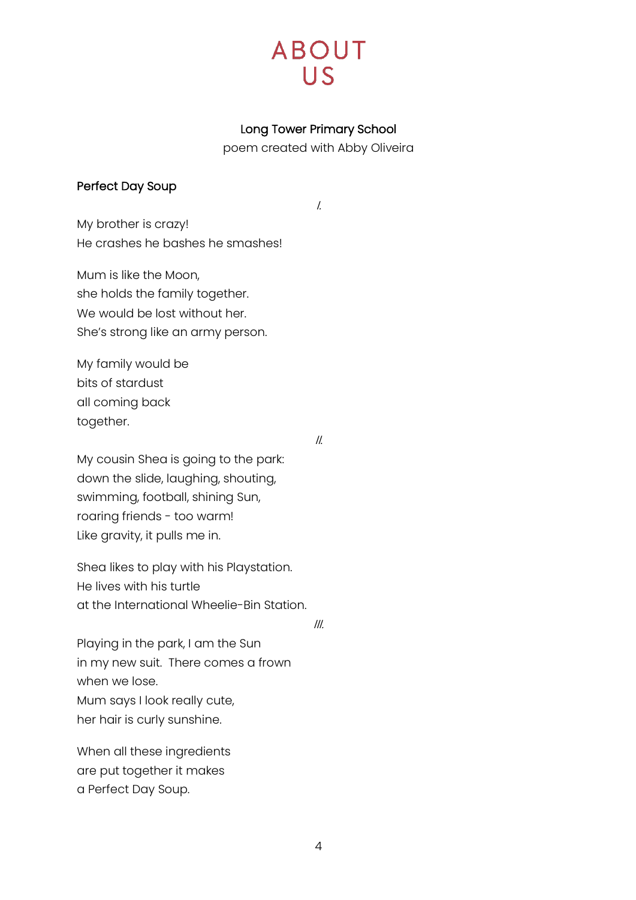# ABOUT US

**Long Tower Primary School**

poem created with Abby Oliveira

## Perfect Day Soup

*I.*

My brother is crazy!
He crashes he bashes he smashes!

Mum is like the Moon,
she holds the family together.
We would be lost without her.
She's strong like an army person.

My family would be
bits of stardust
all coming back
together.

*II.*

My cousin Shea is going to the park:
down the slide, laughing, shouting,
swimming, football, shining Sun,
roaring friends - too warm!
Like gravity, it pulls me in.

Shea likes to play with his Playstation.
He lives with his turtle
at the International Wheelie-Bin Station.

*III.*

Playing in the park, I am the Sun
in my new suit. There comes a frown
when we lose.
Mum says I look really cute,
her hair is curly sunshine.

When all these ingredients
are put together it makes
a Perfect Day Soup.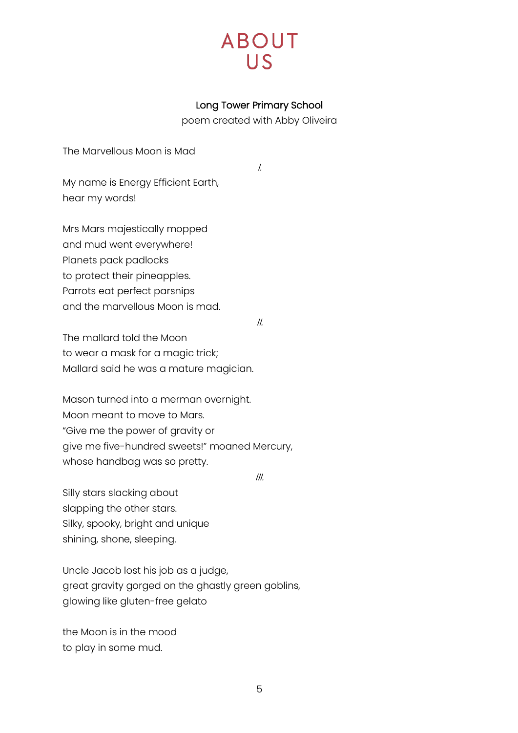# ABOUT US

**Long Tower Primary School**

poem created with Abby Oliveira

The Marvellous Moon is Mad

*I.*

My name is Energy Efficient Earth,
hear my words!

Mrs Mars majestically mopped
and mud went everywhere!
Planets pack padlocks
to protect their pineapples.
Parrots eat perfect parsnips
and the marvellous Moon is mad.

*II.*

The mallard told the Moon
to wear a mask for a magic trick;
Mallard said he was a mature magician.

Mason turned into a merman overnight.
Moon meant to move to Mars.
"Give me the power of gravity or
give me five-hundred sweets!" moaned Mercury,
whose handbag was so pretty.

*III.*

Silly stars slacking about
slapping the other stars.
Silky, spooky, bright and unique
shining, shone, sleeping.

Uncle Jacob lost his job as a judge,
great gravity gorged on the ghastly green goblins,
glowing like gluten-free gelato

the Moon is in the mood
to play in some mud.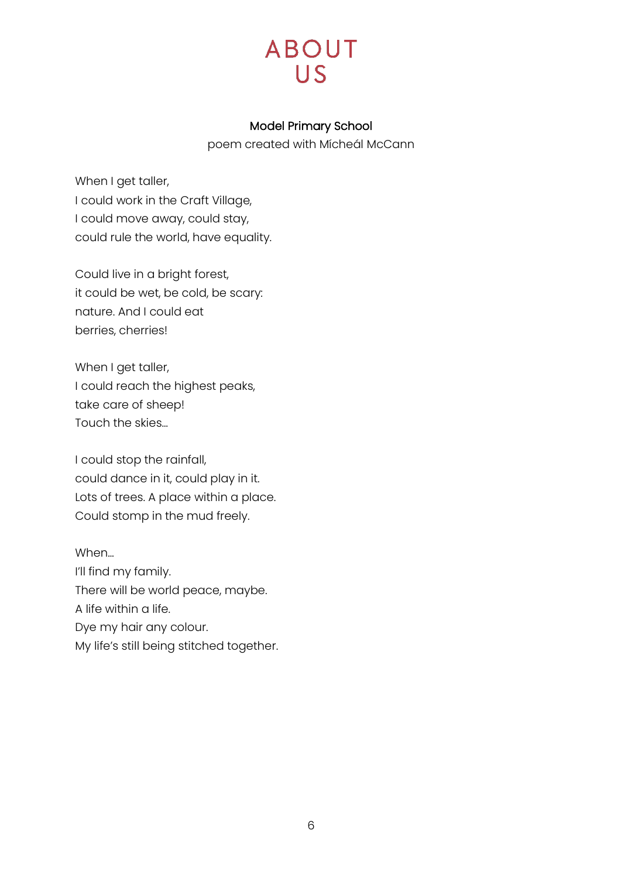# ABOUT US

**Model Primary School**

poem created with Mícheál McCann

When I get taller,
I could work in the Craft Village,
I could move away, could stay,
could rule the world, have equality.

Could live in a bright forest,
it could be wet, be cold, be scary:
nature. And I could eat
berries, cherries!

When I get taller,
I could reach the highest peaks,
take care of sheep!
Touch the skies...

I could stop the rainfall,
could dance in it, could play in it.
Lots of trees. A place within a place.
Could stomp in the mud freely.

When...
I'll find my family.
There will be world peace, maybe.
A life within a life.
Dye my hair any colour.
My life's still being stitched together.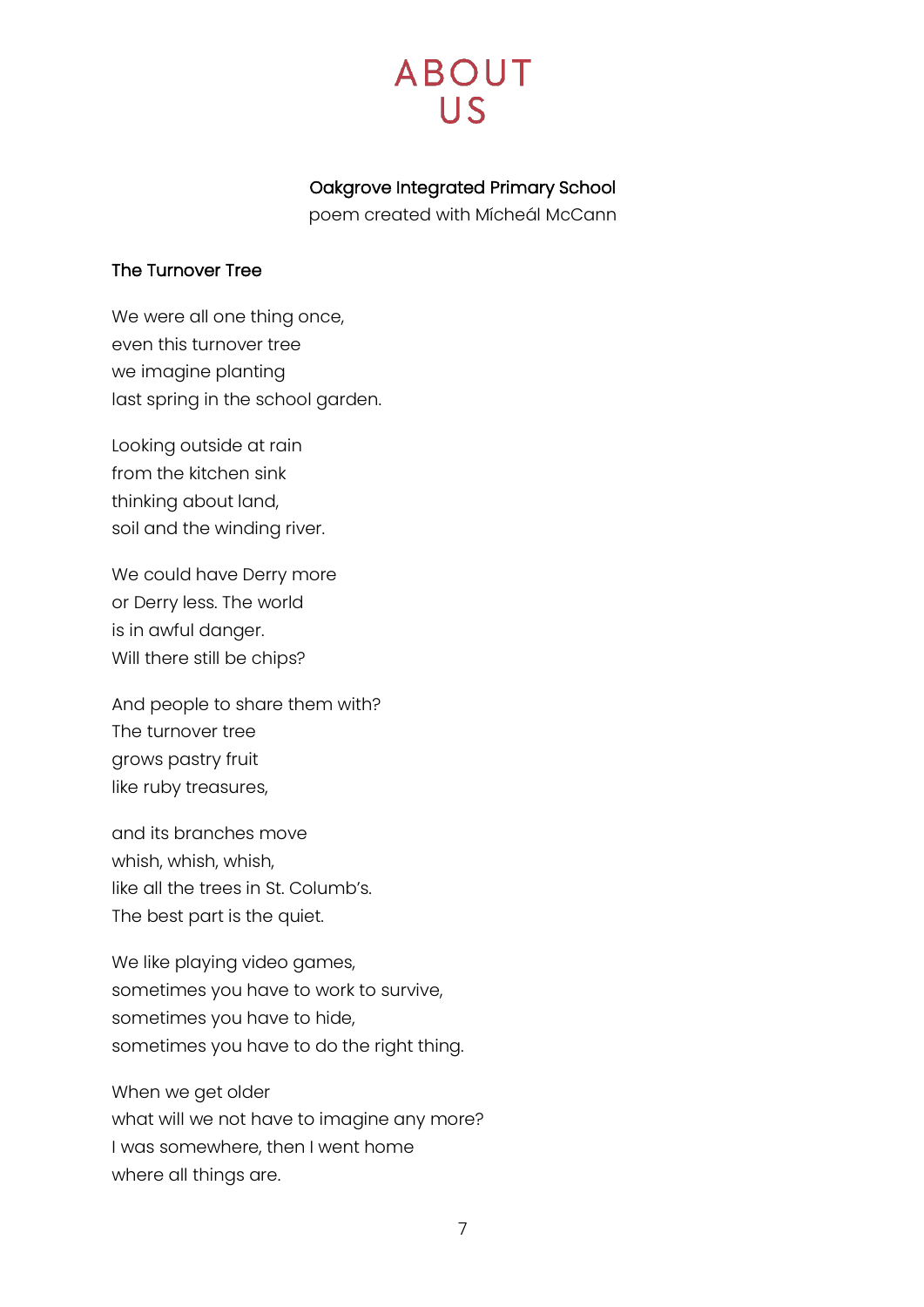# ABOUT US

**Oakgrove Integrated Primary School**
poem created with Mícheál McCann

### The Turnover Tree

We were all one thing once,
even this turnover tree
we imagine planting
last spring in the school garden.

Looking outside at rain
from the kitchen sink
thinking about land,
soil and the winding river.

We could have Derry more
or Derry less. The world
is in awful danger.
Will there still be chips?

And people to share them with?
The turnover tree
grows pastry fruit
like ruby treasures,

and its branches move
whish, whish, whish,
like all the trees in St. Columb's.
The best part is the quiet.

We like playing video games,
sometimes you have to work to survive,
sometimes you have to hide,
sometimes you have to do the right thing.

When we get older
what will we not have to imagine any more?
I was somewhere, then I went home
where all things are.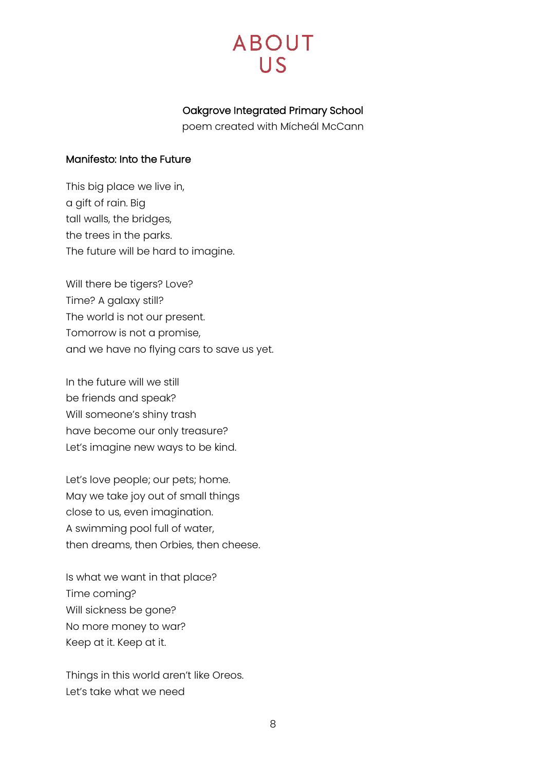# ABOUT US

Oakgrove Integrated Primary School
poem created with Mícheál McCann

### Manifesto: Into the Future

This big place we live in,
a gift of rain. Big
tall walls, the bridges,
the trees in the parks.
The future will be hard to imagine.

Will there be tigers? Love?
Time? A galaxy still?
The world is not our present.
Tomorrow is not a promise,
and we have no flying cars to save us yet.

In the future will we still
be friends and speak?
Will someone's shiny trash
have become our only treasure?
Let's imagine new ways to be kind.

Let's love people; our pets; home.
May we take joy out of small things
close to us, even imagination.
A swimming pool full of water,
then dreams, then Orbies, then cheese.

Is what we want in that place?
Time coming?
Will sickness be gone?
No more money to war?
Keep at it. Keep at it.

Things in this world aren't like Oreos.
Let's take what we need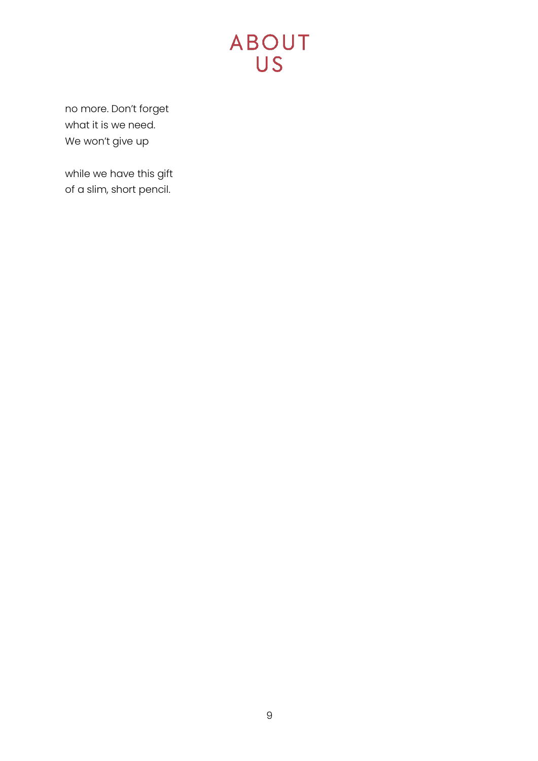no more. Don’t forget  
what it is we need.  
We won’t give up

while we have this gift  
of a slim, short pencil.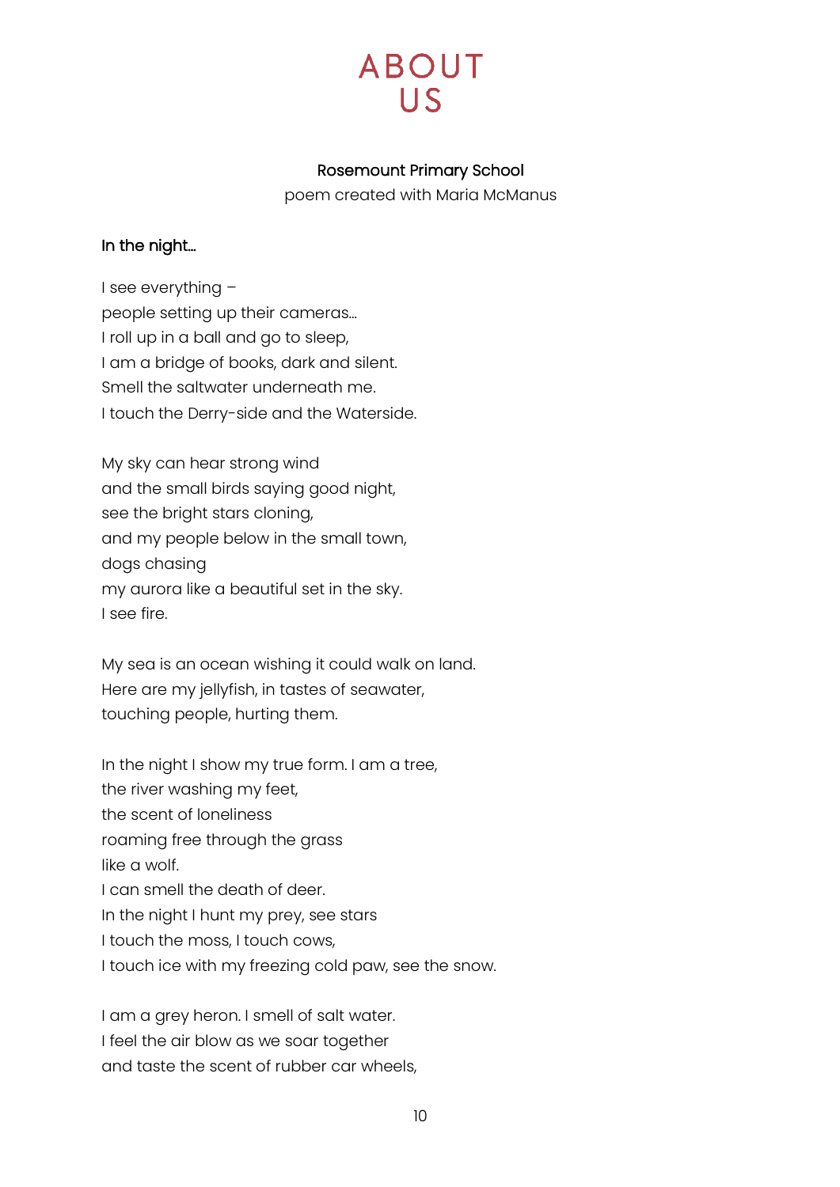# ABOUT US

**Rosemount Primary School**

poem created with Maria McManus

**In the night...**

I see everything –  
people setting up their cameras...  
I roll up in a ball and go to sleep,  
I am a bridge of books, dark and silent.  
Smell the saltwater underneath me.  
I touch the Derry-side and the Waterside.

My sky can hear strong wind  
and the small birds saying good night,  
see the bright stars cloning,  
and my people below in the small town,  
dogs chasing  
my aurora like a beautiful set in the sky.  
I see fire.

My sea is an ocean wishing it could walk on land.  
Here are my jellyfish, in tastes of seawater,  
touching people, hurting them.

In the night I show my true form. I am a tree,  
the river washing my feet,  
the scent of loneliness  
roaming free through the grass  
like a wolf.  
I can smell the death of deer.  
In the night I hunt my prey, see stars  
I touch the moss, I touch cows,  
I touch ice with my freezing cold paw, see the snow.

I am a grey heron. I smell of salt water.  
I feel the air blow as we soar together  
and taste the scent of rubber car wheels,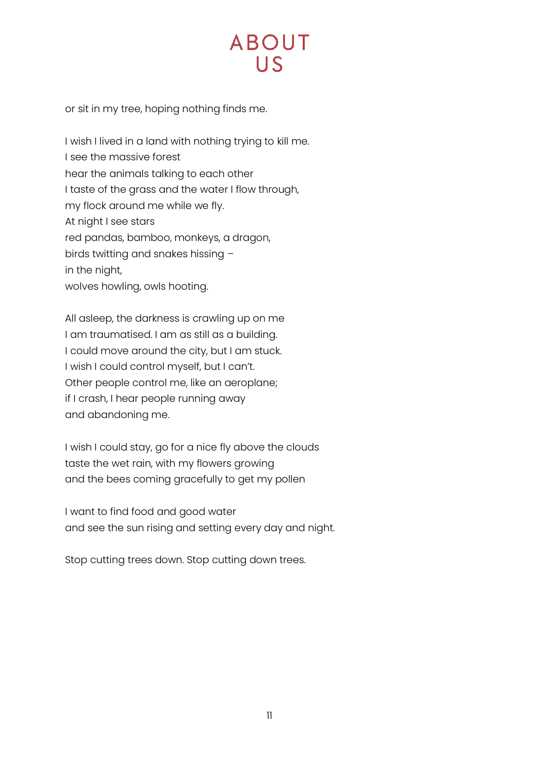or sit in my tree, hoping nothing finds me.

I wish I lived in a land with nothing trying to kill me.
I see the massive forest
hear the animals talking to each other
I taste of the grass and the water I flow through,
my flock around me while we fly.
At night I see stars
red pandas, bamboo, monkeys, a dragon,
birds twitting and snakes hissing –
in the night,
wolves howling, owls hooting.

All asleep, the darkness is crawling up on me
I am traumatised. I am as still as a building.
I could move around the city, but I am stuck.
I wish I could control myself, but I can't.
Other people control me, like an aeroplane;
if I crash, I hear people running away
and abandoning me.

I wish I could stay, go for a nice fly above the clouds
taste the wet rain, with my flowers growing
and the bees coming gracefully to get my pollen

I want to find food and good water
and see the sun rising and setting every day and night.

Stop cutting trees down. Stop cutting down trees.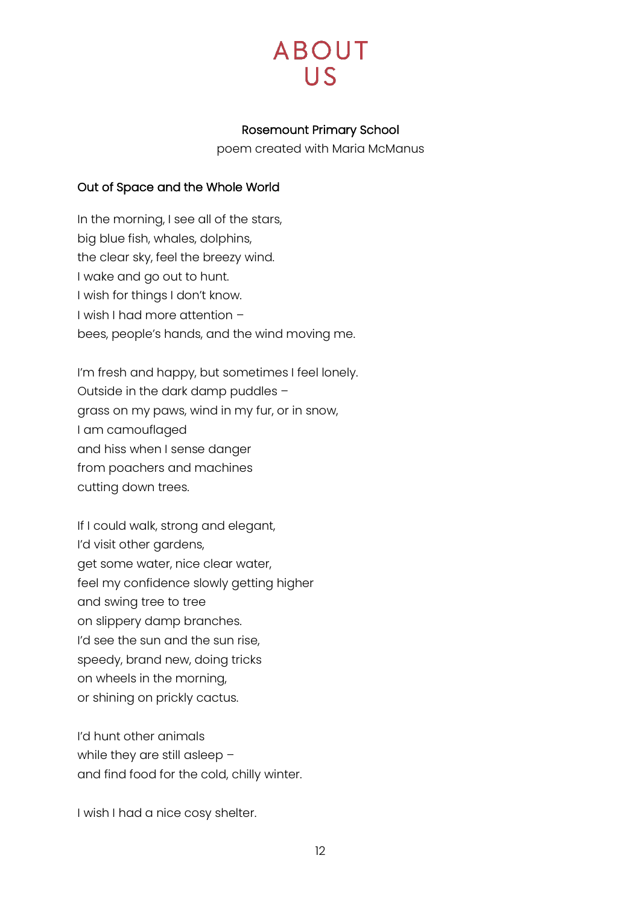# ABOUT US

Rosemount Primary School
poem created with Maria McManus

## Out of Space and the Whole World

In the morning, I see all of the stars,
big blue fish, whales, dolphins,
the clear sky, feel the breezy wind.
I wake and go out to hunt.
I wish for things I don't know.
I wish I had more attention –
bees, people's hands, and the wind moving me.

I'm fresh and happy, but sometimes I feel lonely.
Outside in the dark damp puddles –
grass on my paws, wind in my fur, or in snow,
I am camouflaged
and hiss when I sense danger
from poachers and machines
cutting down trees.

If I could walk, strong and elegant,
I'd visit other gardens,
get some water, nice clear water,
feel my confidence slowly getting higher
and swing tree to tree
on slippery damp branches.
I'd see the sun and the sun rise,
speedy, brand new, doing tricks
on wheels in the morning,
or shining on prickly cactus.

I'd hunt other animals
while they are still asleep –
and find food for the cold, chilly winter.

I wish I had a nice cosy shelter.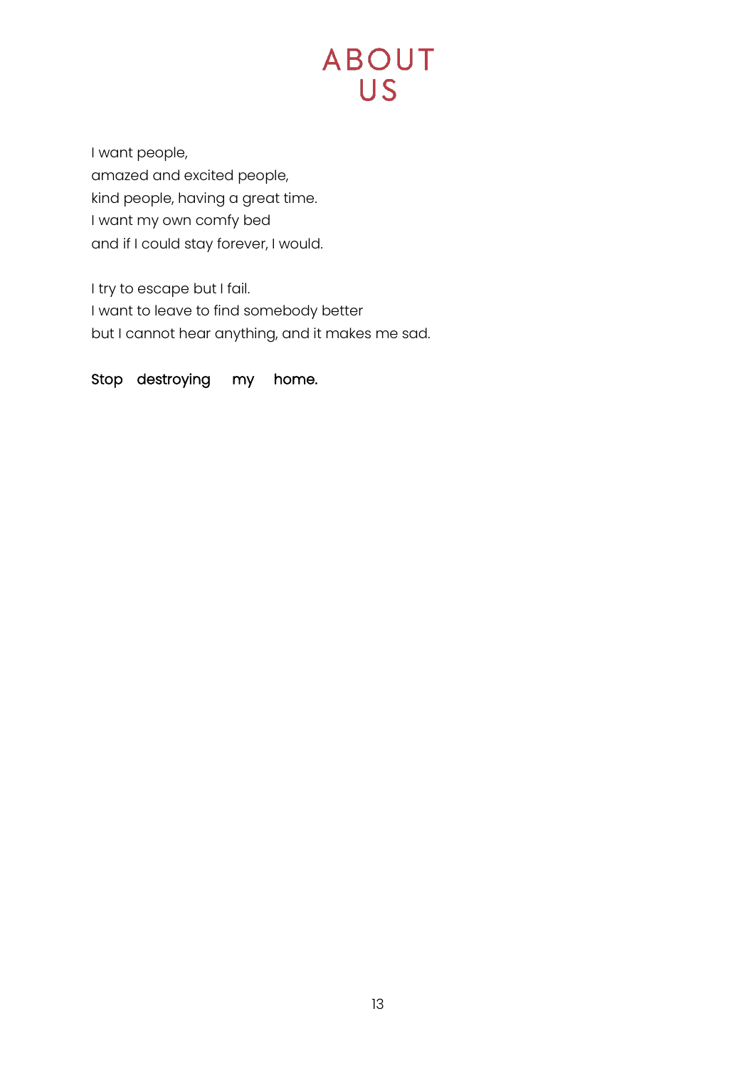# ABOUT US

I want people,
amazed and excited people,
kind people, having a great time.
I want my own comfy bed
and if I could stay forever, I would.

I try to escape but I fail.
I want to leave to find somebody better
but I cannot hear anything, and it makes me sad.

Stop destroying my home.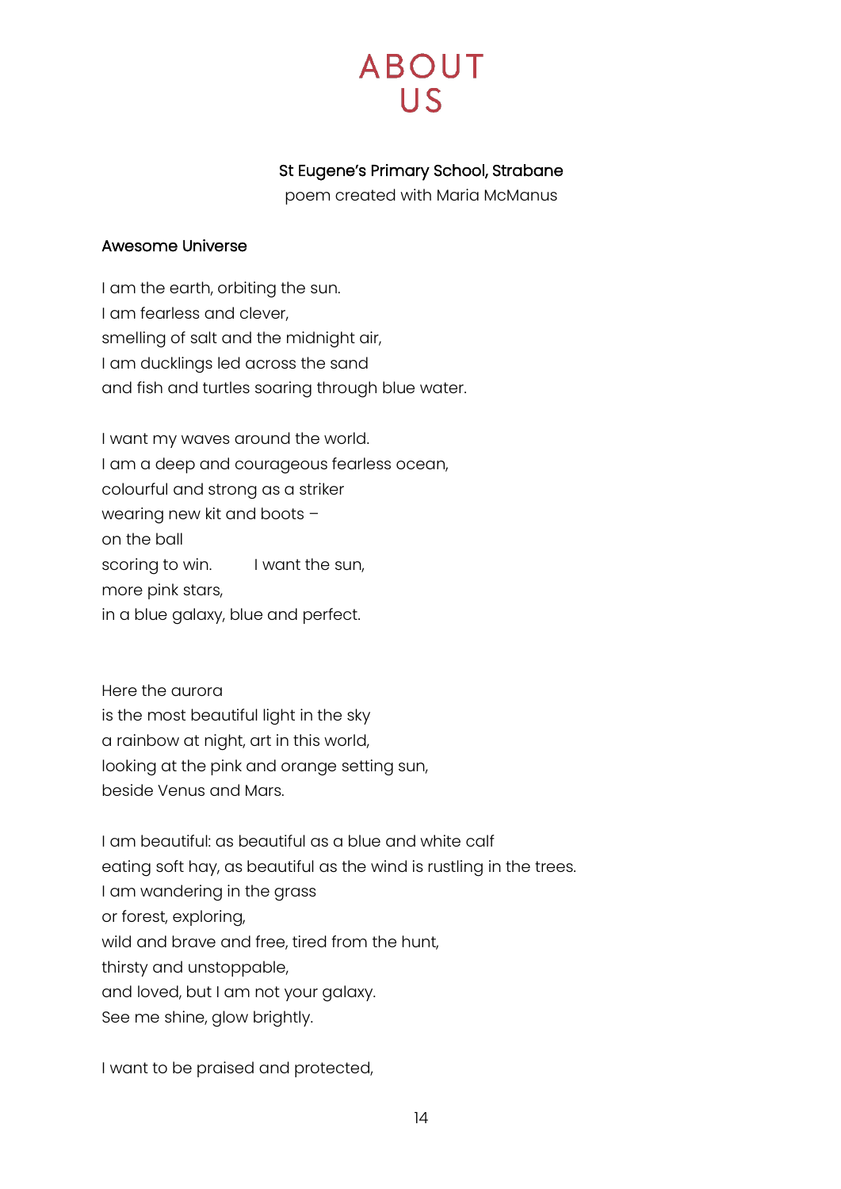# ABOUT US

**St Eugene's Primary School, Strabane**
poem created with Maria McManus

**Awesome Universe**

I am the earth, orbiting the sun.
I am fearless and clever,
smelling of salt and the midnight air,
I am ducklings led across the sand
and fish and turtles soaring through blue water.

I want my waves around the world.
I am a deep and courageous fearless ocean,
colourful and strong as a striker
wearing new kit and boots –
on the ball
scoring to win.        I want the sun,
more pink stars,
in a blue galaxy, blue and perfect.

Here the aurora
is the most beautiful light in the sky
a rainbow at night, art in this world,
looking at the pink and orange setting sun,
beside Venus and Mars.

I am beautiful: as beautiful as a blue and white calf
eating soft hay, as beautiful as the wind is rustling in the trees.
I am wandering in the grass
or forest, exploring,
wild and brave and free, tired from the hunt,
thirsty and unstoppable,
and loved, but I am not your galaxy.
See me shine, glow brightly.

I want to be praised and protected,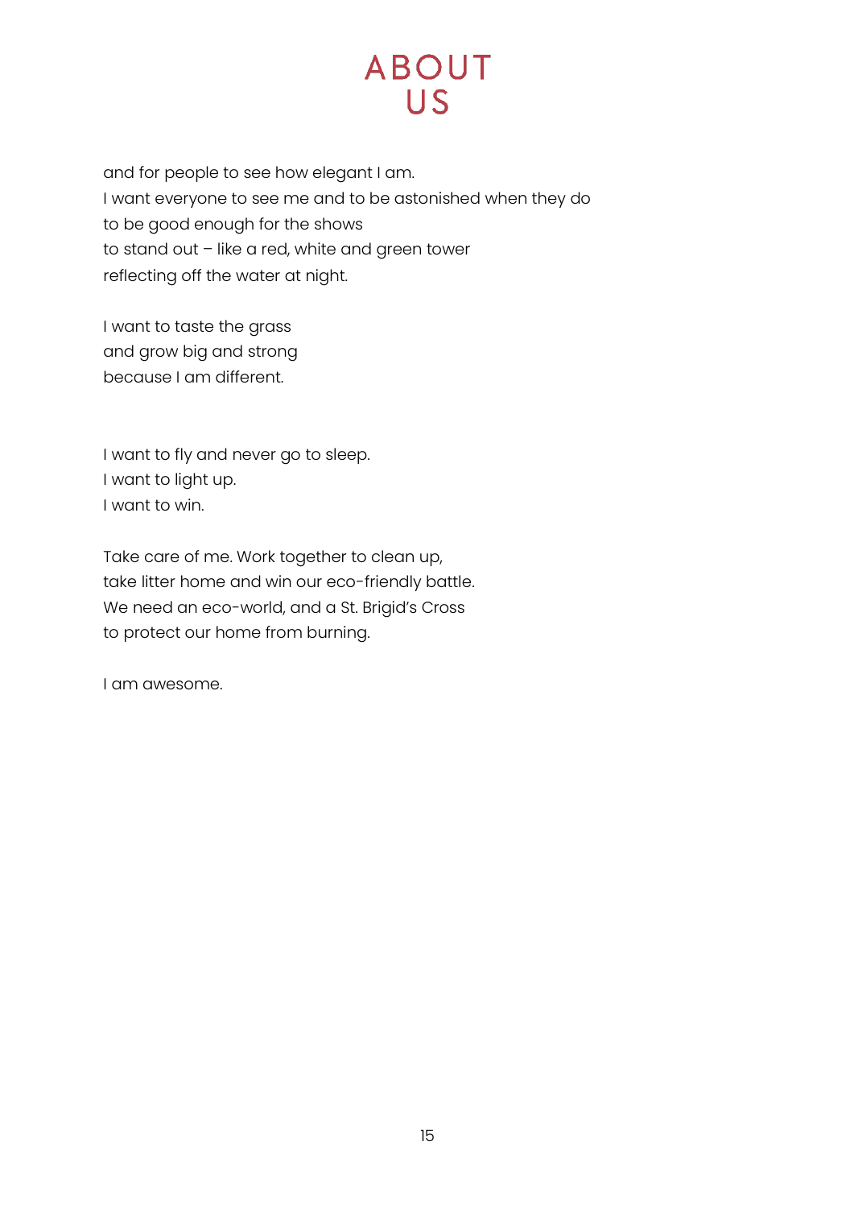# ABOUT US

and for people to see how elegant I am.
I want everyone to see me and to be astonished when they do
to be good enough for the shows
to stand out – like a red, white and green tower
reflecting off the water at night.

I want to taste the grass
and grow big and strong
because I am different.

I want to fly and never go to sleep.
I want to light up.
I want to win.

Take care of me. Work together to clean up,
take litter home and win our eco-friendly battle.
We need an eco-world, and a St. Brigid's Cross
to protect our home from burning.

I am awesome.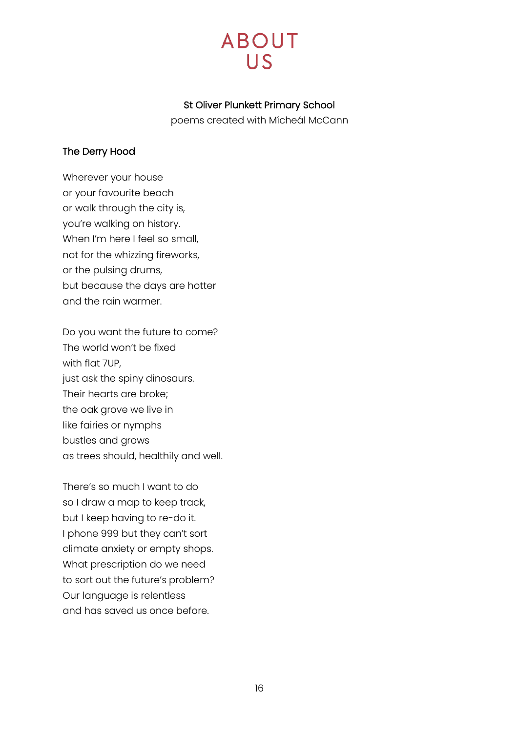# ABOUT US

**St Oliver Plunkett Primary School**

poems created with Mícheál McCann

## The Derry Hood

Wherever your house
or your favourite beach
or walk through the city is,
you're walking on history.
When I'm here I feel so small,
not for the whizzing fireworks,
or the pulsing drums,
but because the days are hotter
and the rain warmer.

Do you want the future to come?
The world won't be fixed
with flat 7UP,
just ask the spiny dinosaurs.
Their hearts are broke;
the oak grove we live in
like fairies or nymphs
bustles and grows
as trees should, healthily and well.

There's so much I want to do
so I draw a map to keep track,
but I keep having to re-do it.
I phone 999 but they can't sort
climate anxiety or empty shops.
What prescription do we need
to sort out the future's problem?
Our language is relentless
and has saved us once before.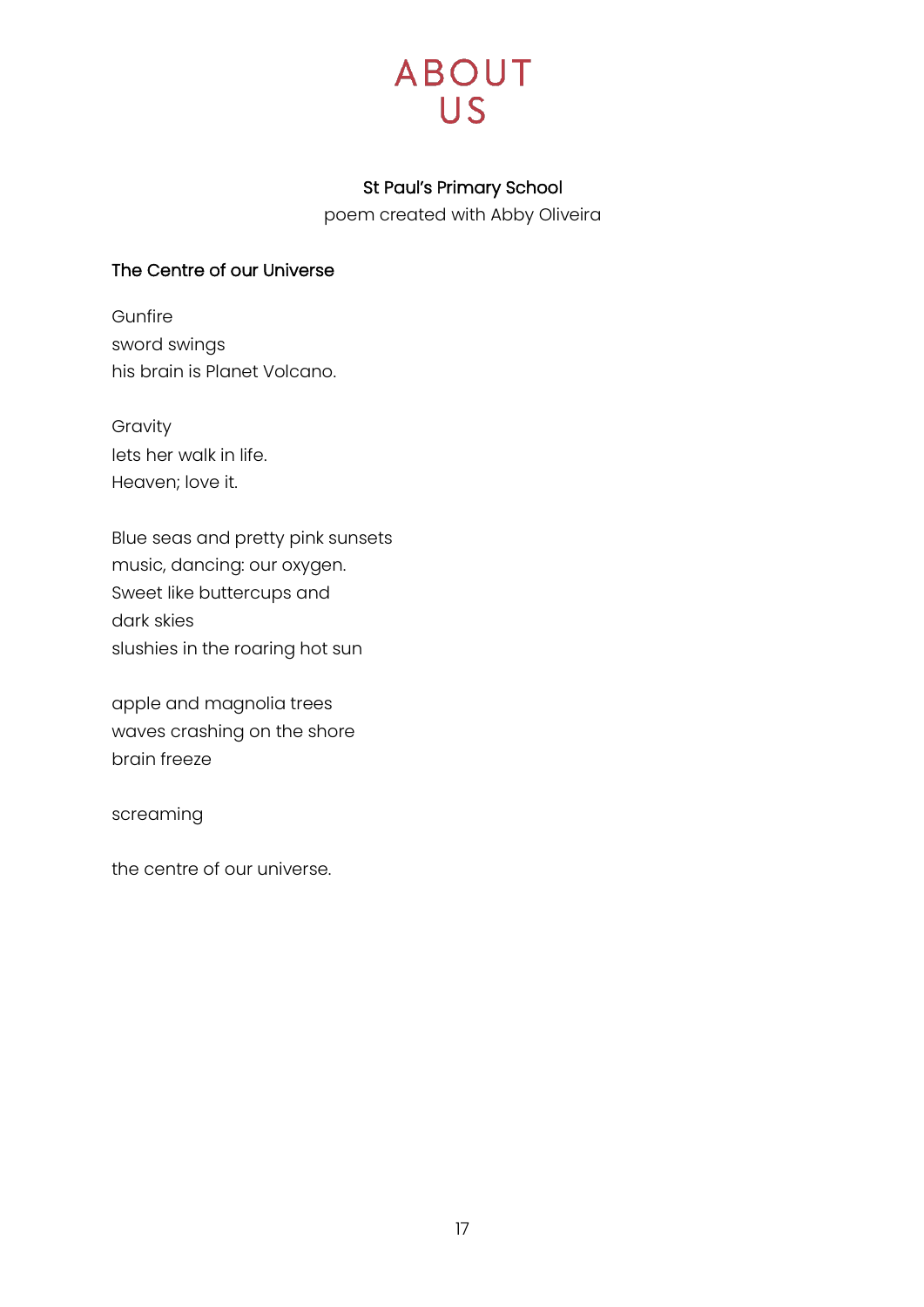# ABOUT US

**St Paul's Primary School**

poem created with Abby Oliveira

### The Centre of our Universe

Gunfire  
sword swings  
his brain is Planet Volcano.

Gravity  
lets her walk in life.  
Heaven; love it.

Blue seas and pretty pink sunsets  
music, dancing: our oxygen.  
Sweet like buttercups and  
dark skies  
slushies in the roaring hot sun

apple and magnolia trees  
waves crashing on the shore  
brain freeze

screaming

the centre of our universe.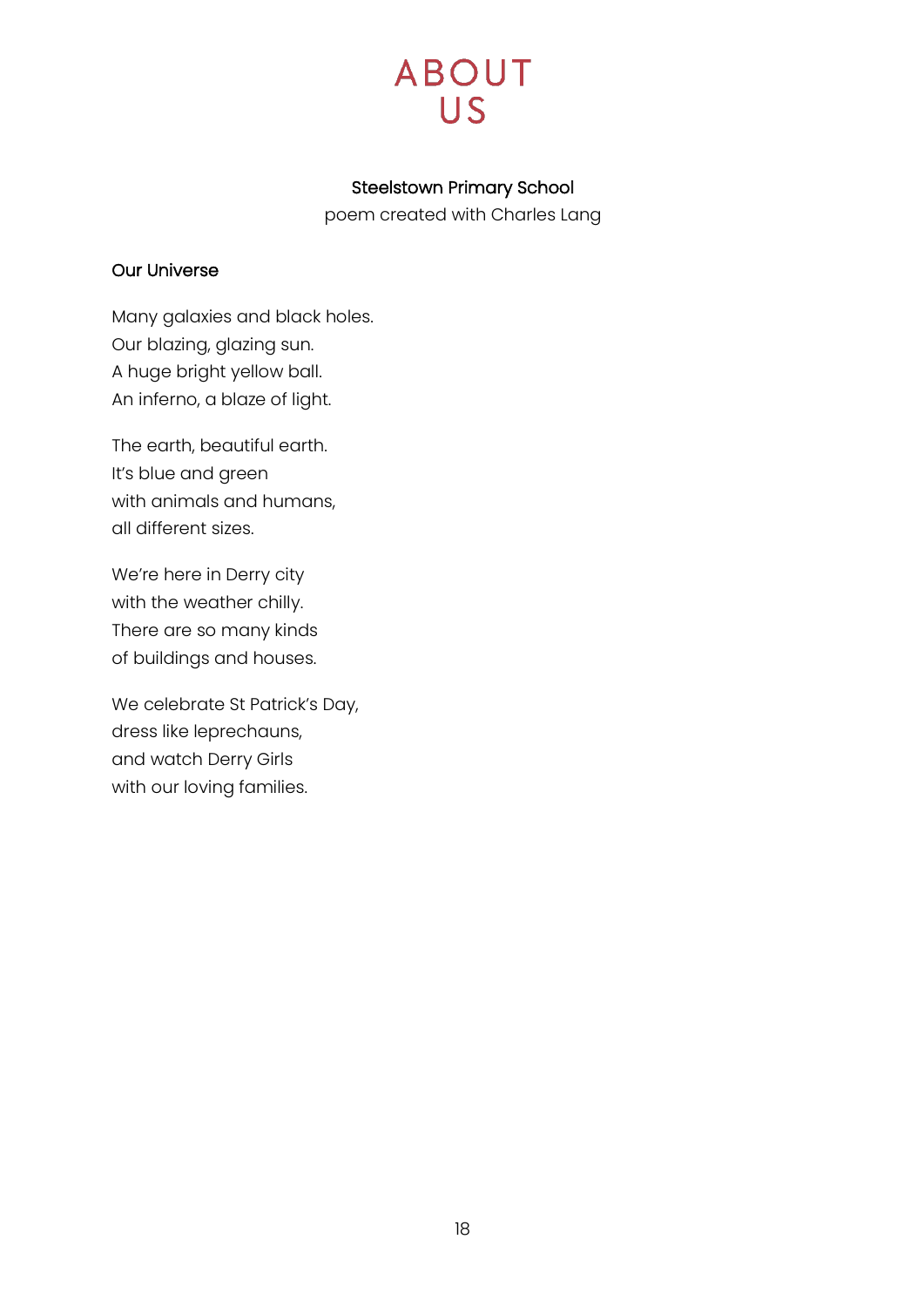# ABOUT US

**Steelstown Primary School**
poem created with Charles Lang

**Our Universe**

Many galaxies and black holes.
Our blazing, glazing sun.
A huge bright yellow ball.
An inferno, a blaze of light.

The earth, beautiful earth.
It's blue and green
with animals and humans,
all different sizes.

We're here in Derry city
with the weather chilly.
There are so many kinds
of buildings and houses.

We celebrate St Patrick's Day,
dress like leprechauns,
and watch Derry Girls
with our loving families.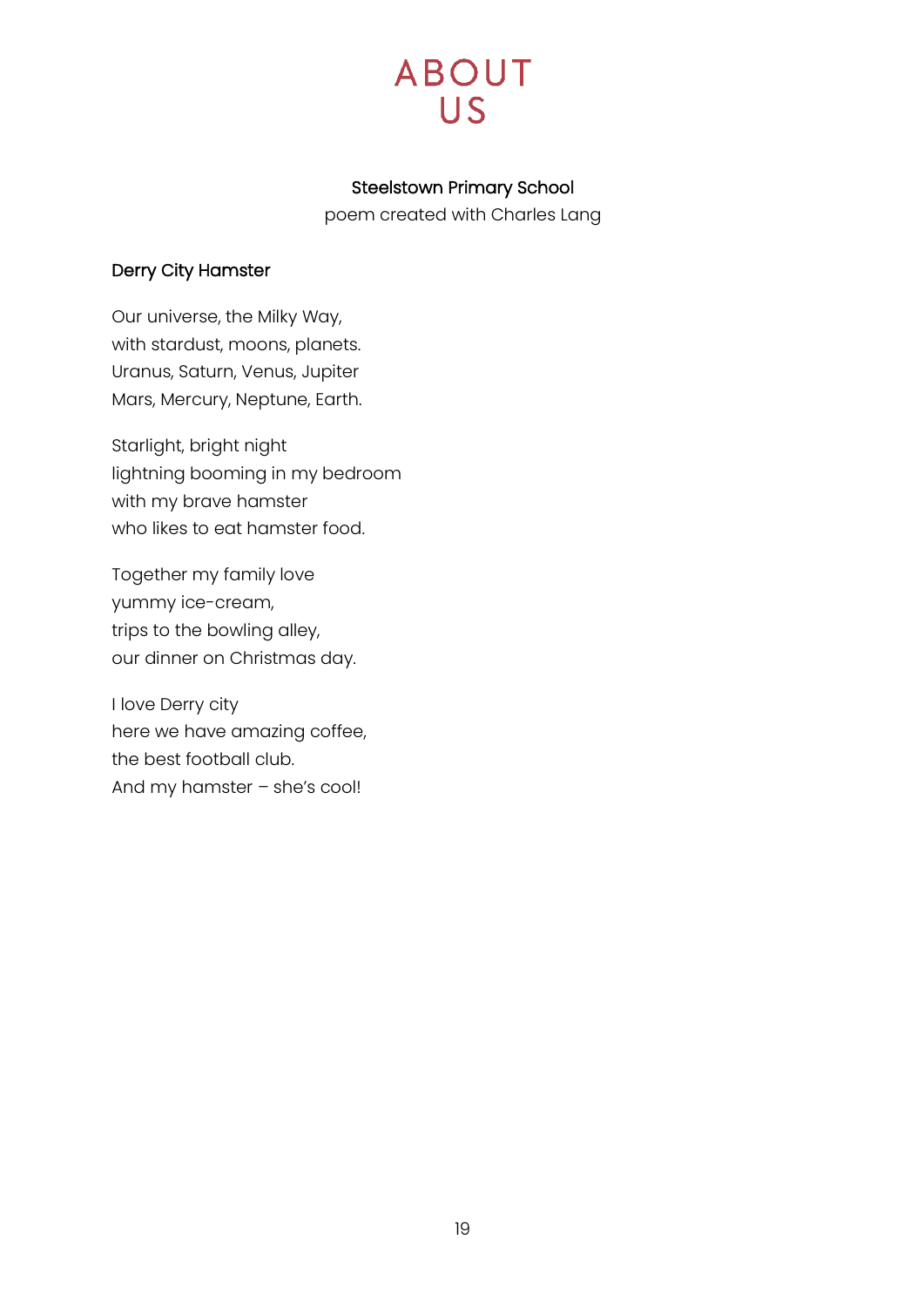# ABOUT US

**Steelstown Primary School**
poem created with Charles Lang

## Derry City Hamster

Our universe, the Milky Way,
with stardust, moons, planets.
Uranus, Saturn, Venus, Jupiter
Mars, Mercury, Neptune, Earth.

Starlight, bright night
lightning booming in my bedroom
with my brave hamster
who likes to eat hamster food.

Together my family love
yummy ice-cream,
trips to the bowling alley,
our dinner on Christmas day.

I love Derry city
here we have amazing coffee,
the best football club.
And my hamster – she's cool!